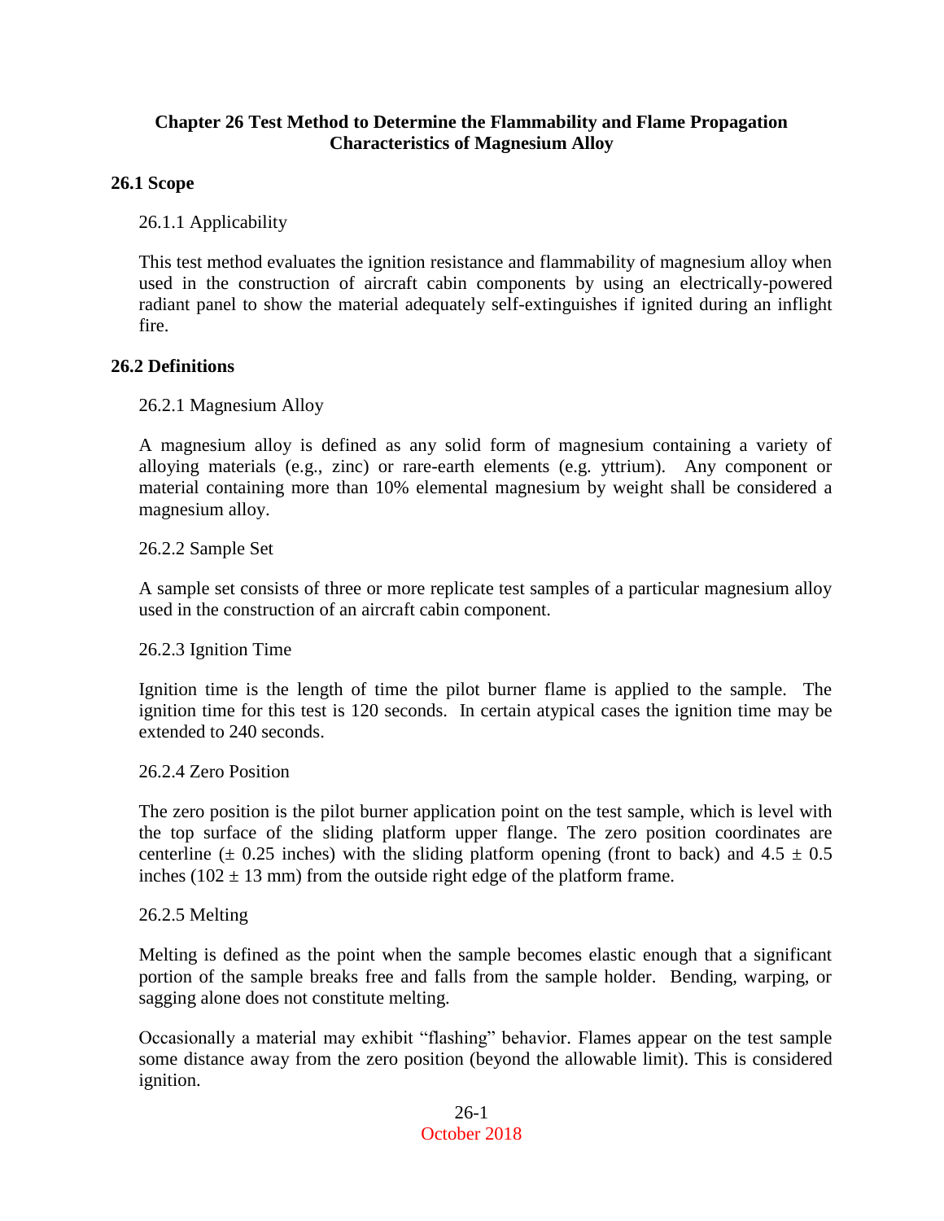# Chapter 26 Test Method to Determine the Flammability and Flame Propagation Characteristics of Magnesium Alloy

## 26.1 Scope

### 26.1.1 Applicability

This test method evaluates the ignition resistance and flammability of magnesium alloy when used in the construction of aircraft cabin components by using an electrically-powered radiant panel to show the material adequately self-extinguishes if ignited during an inflight fire.

## 26.2 Definitions

### 26.2.1 Magnesium Alloy

A magnesium alloy is defined as any solid form of magnesium containing a variety of alloying materials (e.g., zinc) or rare-earth elements (e.g. yttrium). Any component or material containing more than 10% elemental magnesium by weight shall be considered a magnesium alloy.

### 26.2.2 Sample Set

A sample set consists of three or more replicate test samples of a particular magnesium alloy used in the construction of an aircraft cabin component.

### 26.2.3 Ignition Time

Ignition time is the length of time the pilot burner flame is applied to the sample. The ignition time for this test is 120 seconds. In certain atypical cases the ignition time may be extended to 240 seconds.

### 26.2.4 Zero Position

The zero position is the pilot burner application point on the test sample, which is level with the top surface of the sliding platform upper flange. The zero position coordinates are centerline ($\pm$ 0.25 inches) with the sliding platform opening (front to back) and 4.5 $\pm$ 0.5 inches (102 $\pm$ 13 mm) from the outside right edge of the platform frame.

### 26.2.5 Melting

Melting is defined as the point when the sample becomes elastic enough that a significant portion of the sample breaks free and falls from the sample holder. Bending, warping, or sagging alone does not constitute melting.

Occasionally a material may exhibit "flashing" behavior. Flames appear on the test sample some distance away from the zero position (beyond the allowable limit). This is considered ignition.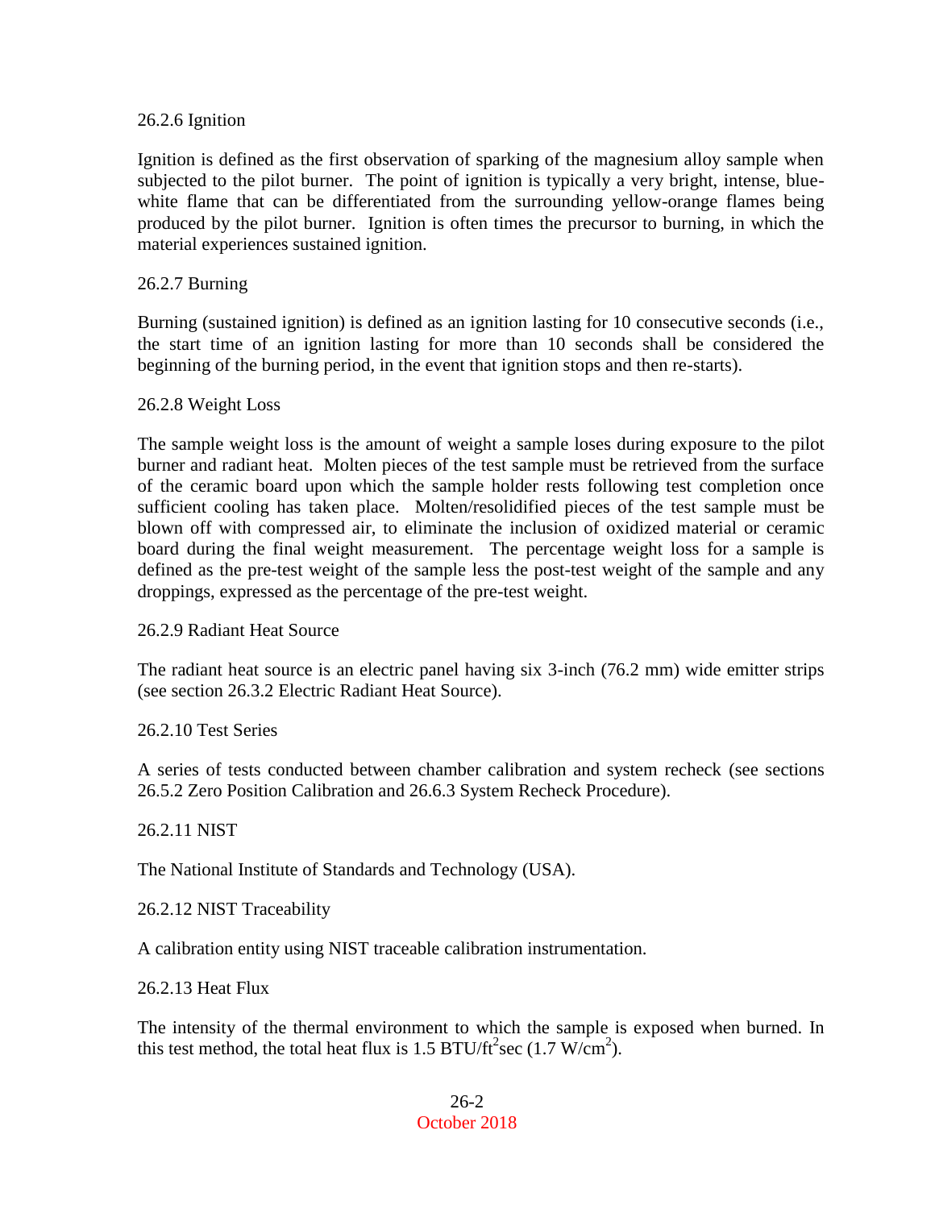### 26.2.6 Ignition

Ignition is defined as the first observation of sparking of the magnesium alloy sample when subjected to the pilot burner. The point of ignition is typically a very bright, intense, blue-white flame that can be differentiated from the surrounding yellow-orange flames being produced by the pilot burner. Ignition is often times the precursor to burning, in which the material experiences sustained ignition.

### 26.2.7 Burning

Burning (sustained ignition) is defined as an ignition lasting for 10 consecutive seconds (i.e., the start time of an ignition lasting for more than 10 seconds shall be considered the beginning of the burning period, in the event that ignition stops and then re-starts).

### 26.2.8 Weight Loss

The sample weight loss is the amount of weight a sample loses during exposure to the pilot burner and radiant heat. Molten pieces of the test sample must be retrieved from the surface of the ceramic board upon which the sample holder rests following test completion once sufficient cooling has taken place. Molten/resolidified pieces of the test sample must be blown off with compressed air, to eliminate the inclusion of oxidized material or ceramic board during the final weight measurement. The percentage weight loss for a sample is defined as the pre-test weight of the sample less the post-test weight of the sample and any droppings, expressed as the percentage of the pre-test weight.

### 26.2.9 Radiant Heat Source

The radiant heat source is an electric panel having six 3-inch (76.2 mm) wide emitter strips (see section 26.3.2 Electric Radiant Heat Source).

### 26.2.10 Test Series

A series of tests conducted between chamber calibration and system recheck (see sections 26.5.2 Zero Position Calibration and 26.6.3 System Recheck Procedure).

### 26.2.11 NIST

The National Institute of Standards and Technology (USA).

### 26.2.12 NIST Traceability

A calibration entity using NIST traceable calibration instrumentation.

### 26.2.13 Heat Flux

The intensity of the thermal environment to which the sample is exposed when burned. In this test method, the total heat flux is 1.5 BTU/ft$^2$sec (1.7 W/cm$^2$).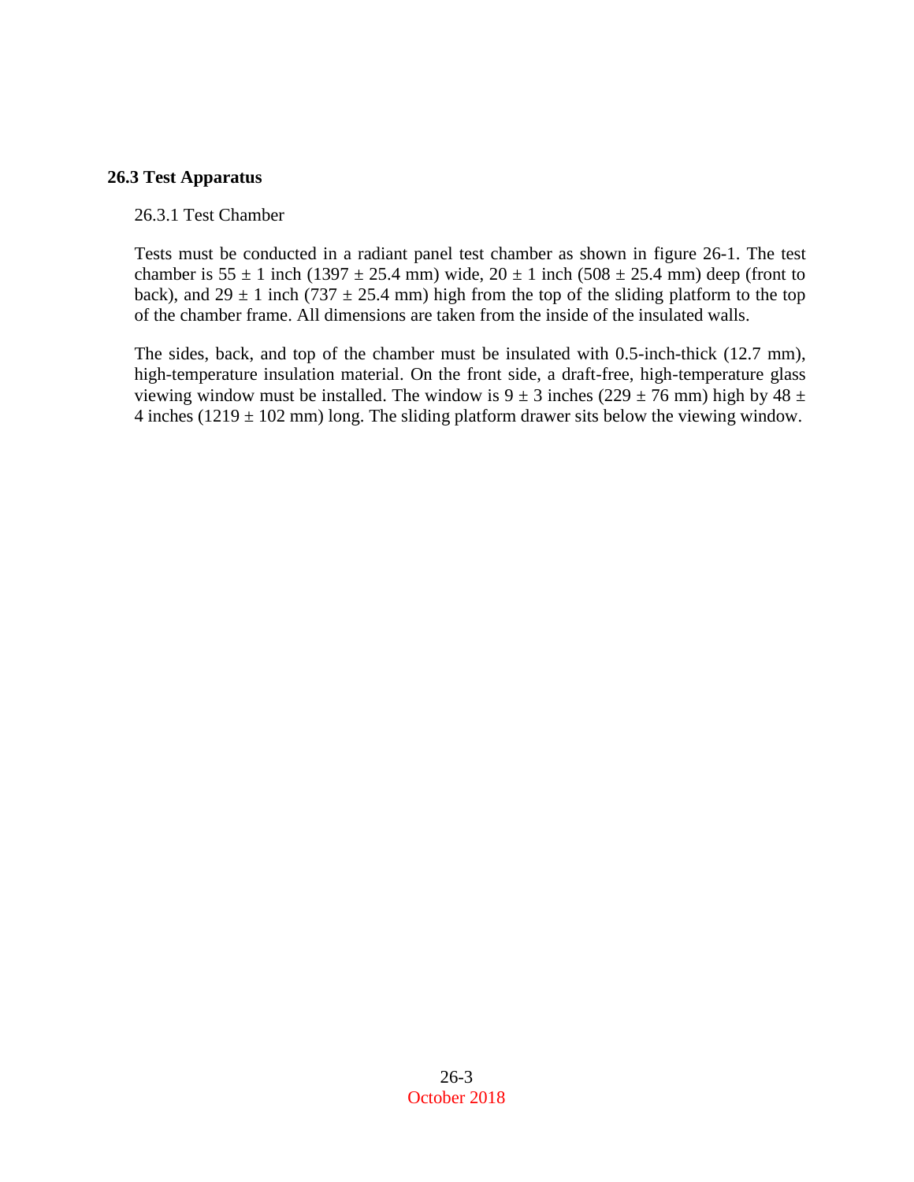## 26.3 Test Apparatus

### 26.3.1 Test Chamber

Tests must be conducted in a radiant panel test chamber as shown in figure 26-1. The test chamber is 55 ± 1 inch (1397 ± 25.4 mm) wide, 20 ± 1 inch (508 ± 25.4 mm) deep (front to back), and 29 ± 1 inch (737 ± 25.4 mm) high from the top of the sliding platform to the top of the chamber frame. All dimensions are taken from the inside of the insulated walls.

The sides, back, and top of the chamber must be insulated with 0.5-inch-thick (12.7 mm), high-temperature insulation material. On the front side, a draft-free, high-temperature glass viewing window must be installed. The window is 9 ± 3 inches (229 ± 76 mm) high by 48 ± 4 inches (1219 ± 102 mm) long. The sliding platform drawer sits below the viewing window.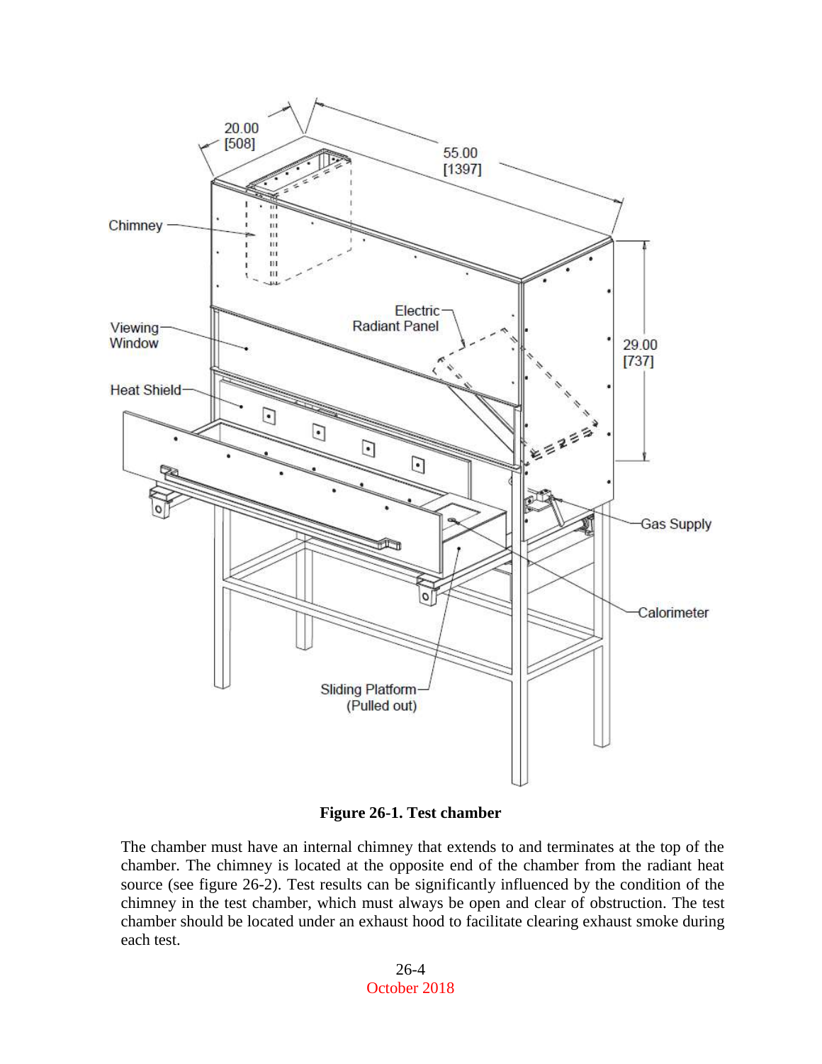**Figure 26-1. Test chamber**

The chamber must have an internal chimney that extends to and terminates at the top of the chamber. The chimney is located at the opposite end of the chamber from the radiant heat source (see figure 26-2). Test results can be significantly influenced by the condition of the chimney in the test chamber, which must always be open and clear of obstruction. The test chamber should be located under an exhaust hood to facilitate clearing exhaust smoke during each test.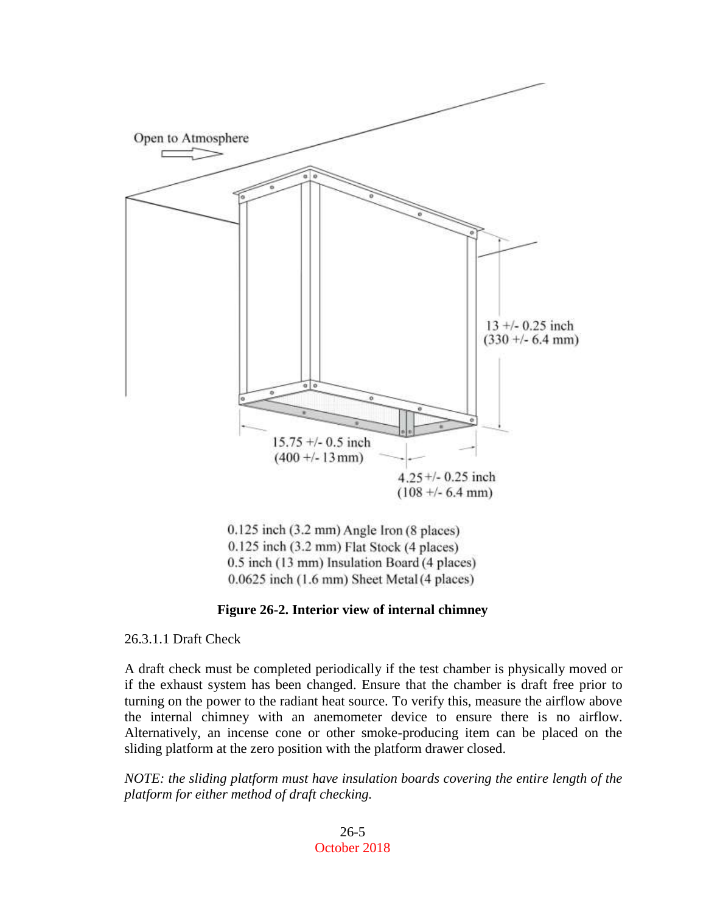Open to Atmosphere

13 +/- 0.25 inch
(330 +/- 6.4 mm)

15.75 +/- 0.5 inch
(400 +/- 13 mm)

4.25 +/- 0.25 inch
(108 +/- 6.4 mm)

0.125 inch (3.2 mm) Angle Iron (8 places)
0.125 inch (3.2 mm) Flat Stock (4 places)
0.5 inch (13 mm) Insulation Board (4 places)
0.0625 inch (1.6 mm) Sheet Metal (4 places)

**Figure 26-2. Interior view of internal chimney**

26.3.1.1 Draft Check

A draft check must be completed periodically if the test chamber is physically moved or if the exhaust system has been changed. Ensure that the chamber is draft free prior to turning on the power to the radiant heat source. To verify this, measure the airflow above the internal chimney with an anemometer device to ensure there is no airflow. Alternatively, an incense cone or other smoke-producing item can be placed on the sliding platform at the zero position with the platform drawer closed.

*NOTE: the sliding platform must have insulation boards covering the entire length of the platform for either method of draft checking.*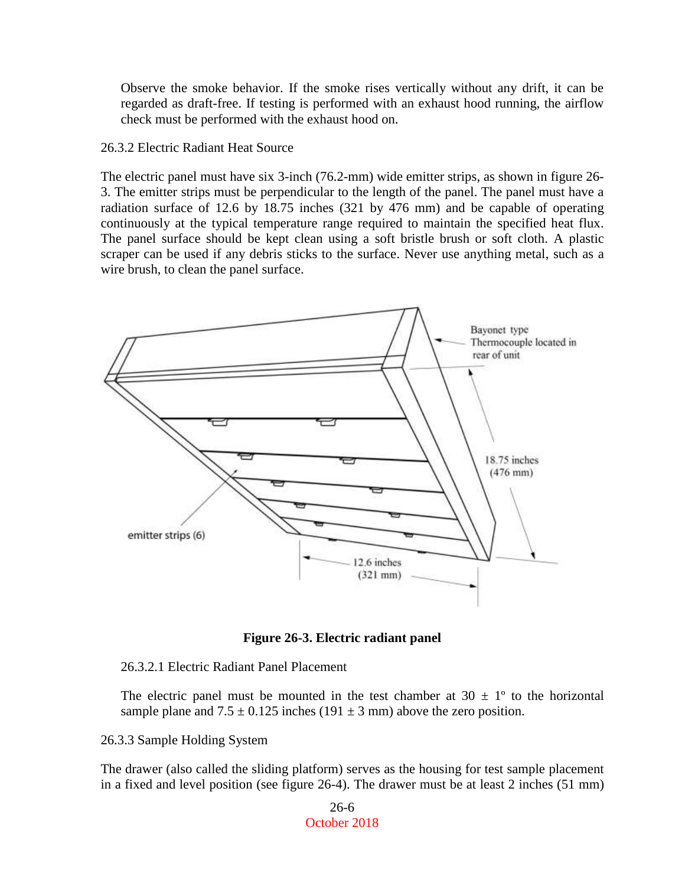Observe the smoke behavior. If the smoke rises vertically without any drift, it can be regarded as draft-free. If testing is performed with an exhaust hood running, the airflow check must be performed with the exhaust hood on.

26.3.2 Electric Radiant Heat Source

The electric panel must have six 3-inch (76.2-mm) wide emitter strips, as shown in figure 26-3. The emitter strips must be perpendicular to the length of the panel. The panel must have a radiation surface of 12.6 by 18.75 inches (321 by 476 mm) and be capable of operating continuously at the typical temperature range required to maintain the specified heat flux. The panel surface should be kept clean using a soft bristle brush or soft cloth. A plastic scraper can be used if any debris sticks to the surface. Never use anything metal, such as a wire brush, to clean the panel surface.

**Figure 26-3. Electric radiant panel**

26.3.2.1 Electric Radiant Panel Placement

The electric panel must be mounted in the test chamber at 30 ± 1° to the horizontal sample plane and 7.5 ± 0.125 inches (191 ± 3 mm) above the zero position.

26.3.3 Sample Holding System

The drawer (also called the sliding platform) serves as the housing for test sample placement in a fixed and level position (see figure 26-4). The drawer must be at least 2 inches (51 mm)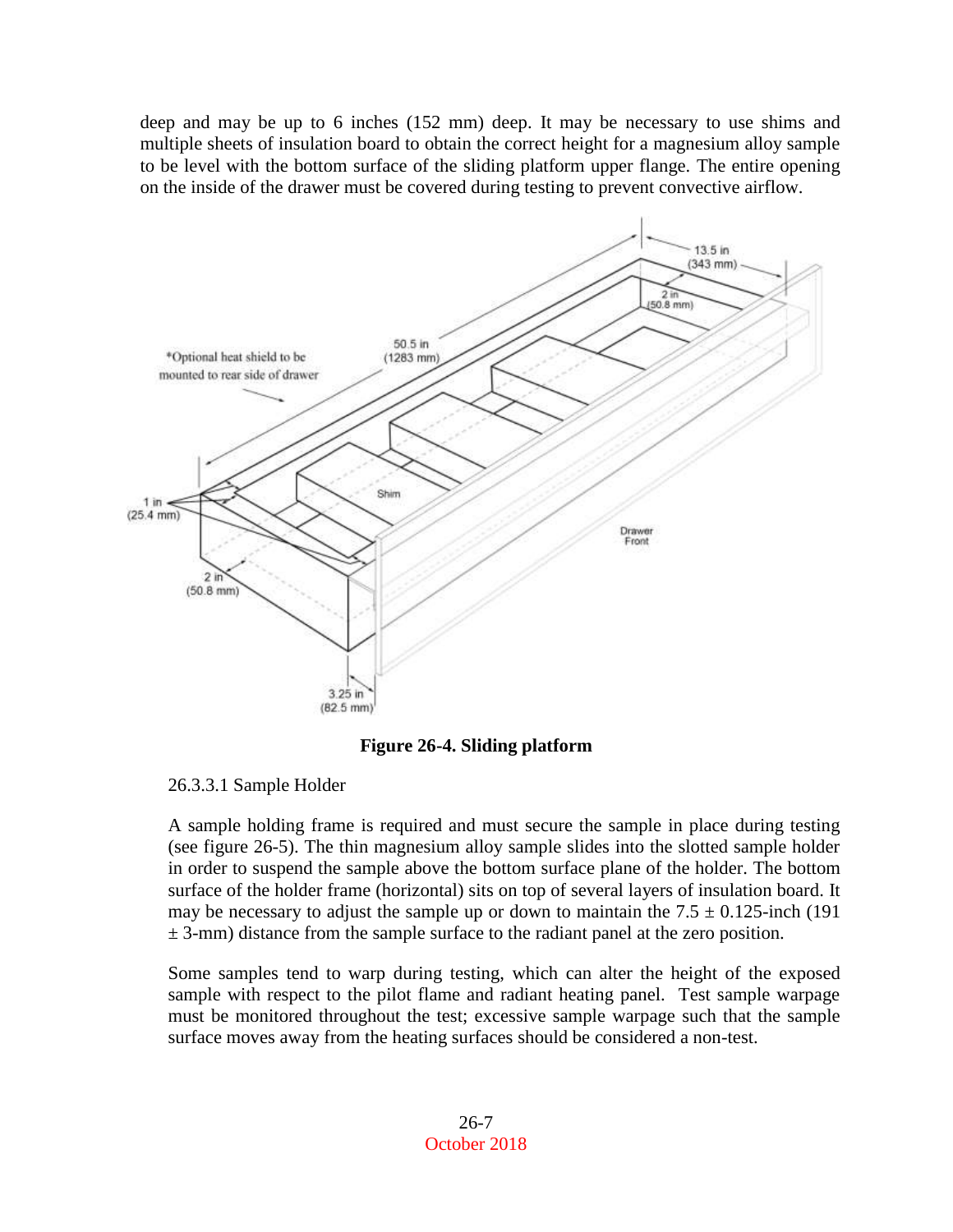deep and may be up to 6 inches (152 mm) deep. It may be necessary to use shims and multiple sheets of insulation board to obtain the correct height for a magnesium alloy sample to be level with the bottom surface of the sliding platform upper flange. The entire opening on the inside of the drawer must be covered during testing to prevent convective airflow.

**Figure 26-4. Sliding platform**

26.3.3.1 Sample Holder

A sample holding frame is required and must secure the sample in place during testing (see figure 26-5). The thin magnesium alloy sample slides into the slotted sample holder in order to suspend the sample above the bottom surface plane of the holder. The bottom surface of the holder frame (horizontal) sits on top of several layers of insulation board. It may be necessary to adjust the sample up or down to maintain the 7.5 ± 0.125-inch (191 ± 3-mm) distance from the sample surface to the radiant panel at the zero position.

Some samples tend to warp during testing, which can alter the height of the exposed sample with respect to the pilot flame and radiant heating panel. Test sample warpage must be monitored throughout the test; excessive sample warpage such that the sample surface moves away from the heating surfaces should be considered a non-test.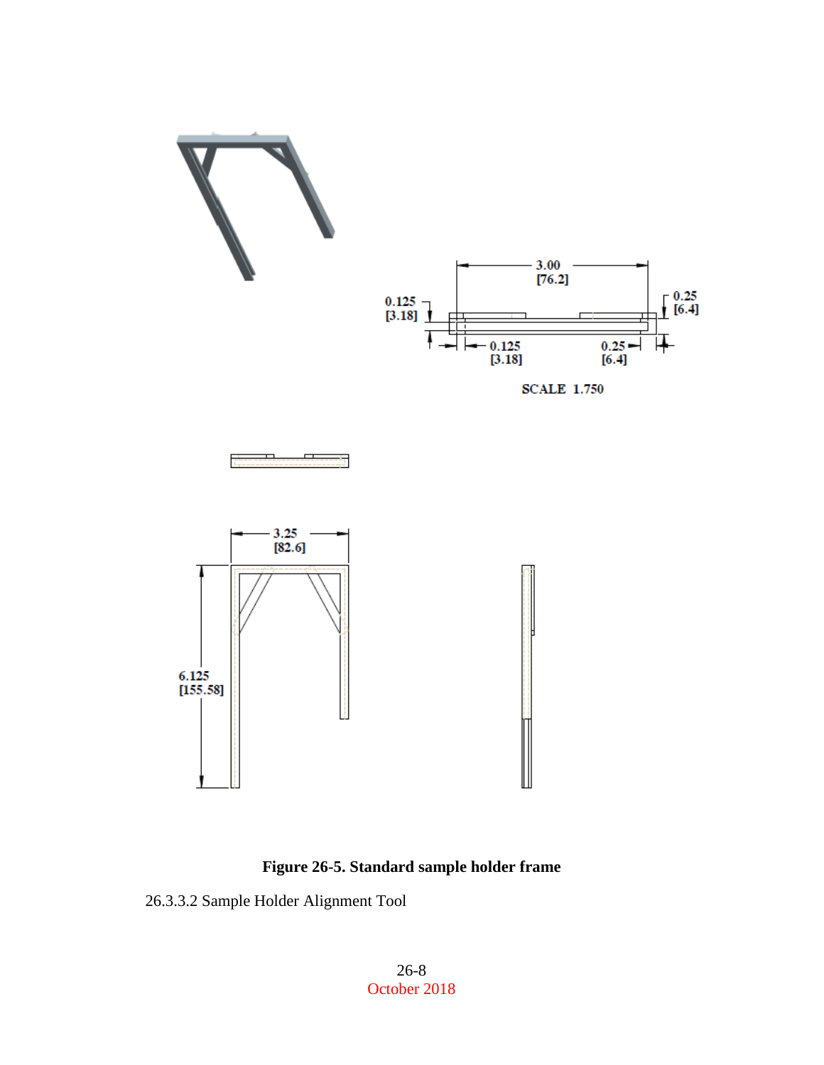3.00
[76.2]

0.125
[3.18]

0.25
[6.4]

0.125
[3.18]

0.25
[6.4]

SCALE 1.750

3.25
[82.6]

6.125
[155.58]

**Figure 26-5. Standard sample holder frame**

26.3.3.2 Sample Holder Alignment Tool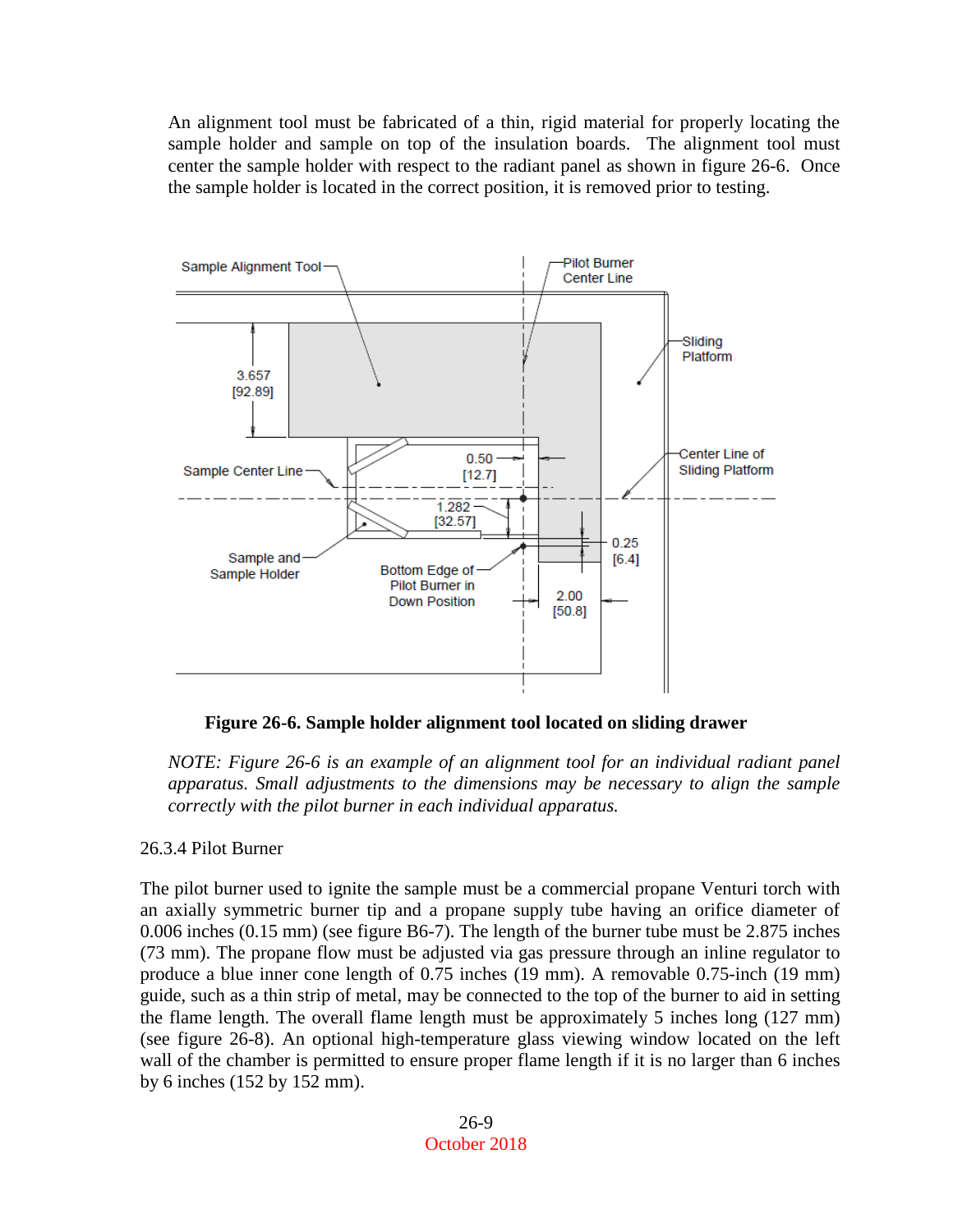An alignment tool must be fabricated of a thin, rigid material for properly locating the sample holder and sample on top of the insulation boards. The alignment tool must center the sample holder with respect to the radiant panel as shown in figure 26-6. Once the sample holder is located in the correct position, it is removed prior to testing.

**Figure 26-6. Sample holder alignment tool located on sliding drawer**

*NOTE: Figure 26-6 is an example of an alignment tool for an individual radiant panel apparatus. Small adjustments to the dimensions may be necessary to align the sample correctly with the pilot burner in each individual apparatus.*

26.3.4 Pilot Burner

The pilot burner used to ignite the sample must be a commercial propane Venturi torch with an axially symmetric burner tip and a propane supply tube having an orifice diameter of 0.006 inches (0.15 mm) (see figure B6-7). The length of the burner tube must be 2.875 inches (73 mm). The propane flow must be adjusted via gas pressure through an inline regulator to produce a blue inner cone length of 0.75 inches (19 mm). A removable 0.75-inch (19 mm) guide, such as a thin strip of metal, may be connected to the top of the burner to aid in setting the flame length. The overall flame length must be approximately 5 inches long (127 mm) (see figure 26-8). An optional high-temperature glass viewing window located on the left wall of the chamber is permitted to ensure proper flame length if it is no larger than 6 inches by 6 inches (152 by 152 mm).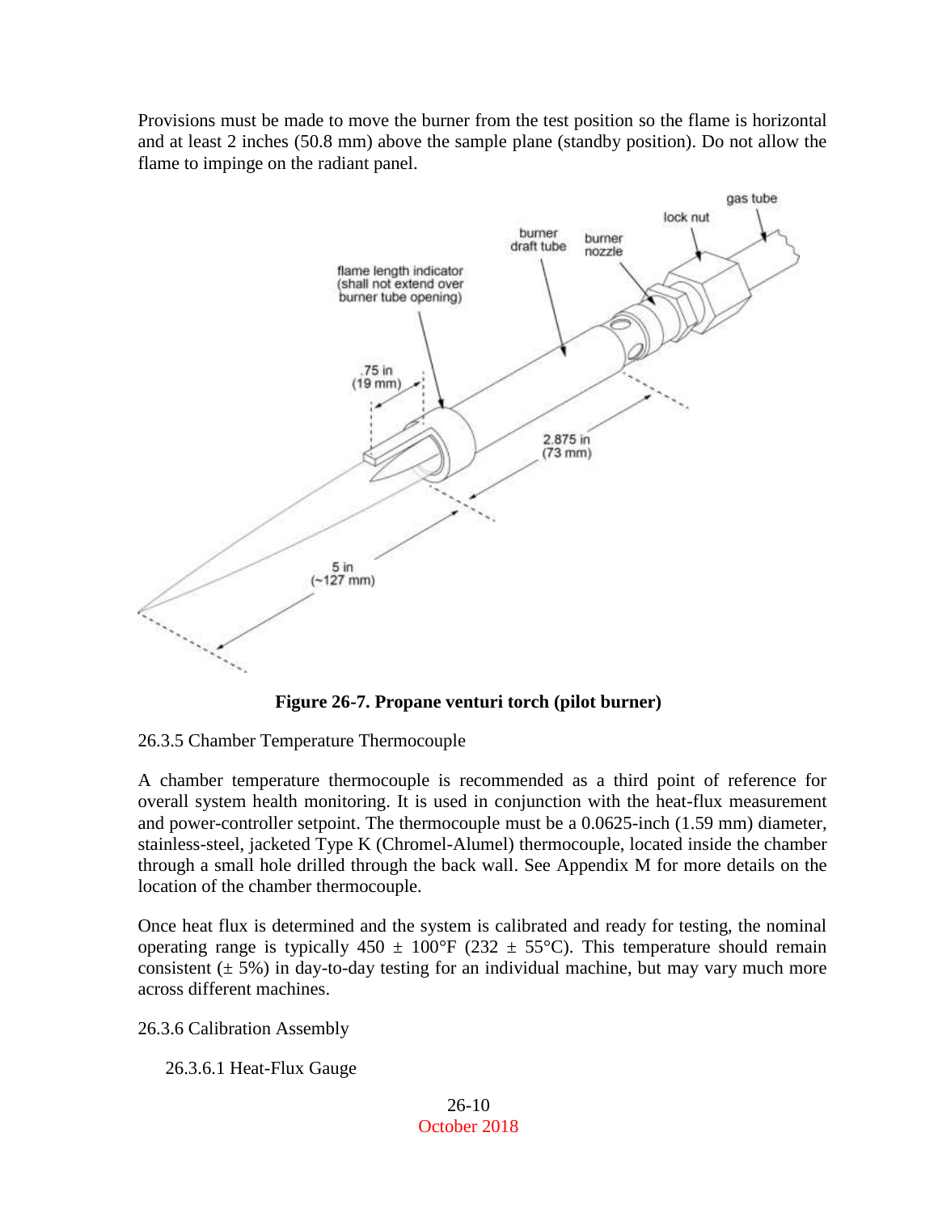Provisions must be made to move the burner from the test position so the flame is horizontal and at least 2 inches (50.8 mm) above the sample plane (standby position). Do not allow the flame to impinge on the radiant panel.

**Figure 26-7. Propane venturi torch (pilot burner)**

26.3.5 Chamber Temperature Thermocouple

A chamber temperature thermocouple is recommended as a third point of reference for overall system health monitoring. It is used in conjunction with the heat-flux measurement and power-controller setpoint. The thermocouple must be a 0.0625-inch (1.59 mm) diameter, stainless-steel, jacketed Type K (Chromel-Alumel) thermocouple, located inside the chamber through a small hole drilled through the back wall. See Appendix M for more details on the location of the chamber thermocouple.

Once heat flux is determined and the system is calibrated and ready for testing, the nominal operating range is typically 450 ± 100°F (232 ± 55°C). This temperature should remain consistent (± 5%) in day-to-day testing for an individual machine, but may vary much more across different machines.

26.3.6 Calibration Assembly

26.3.6.1 Heat-Flux Gauge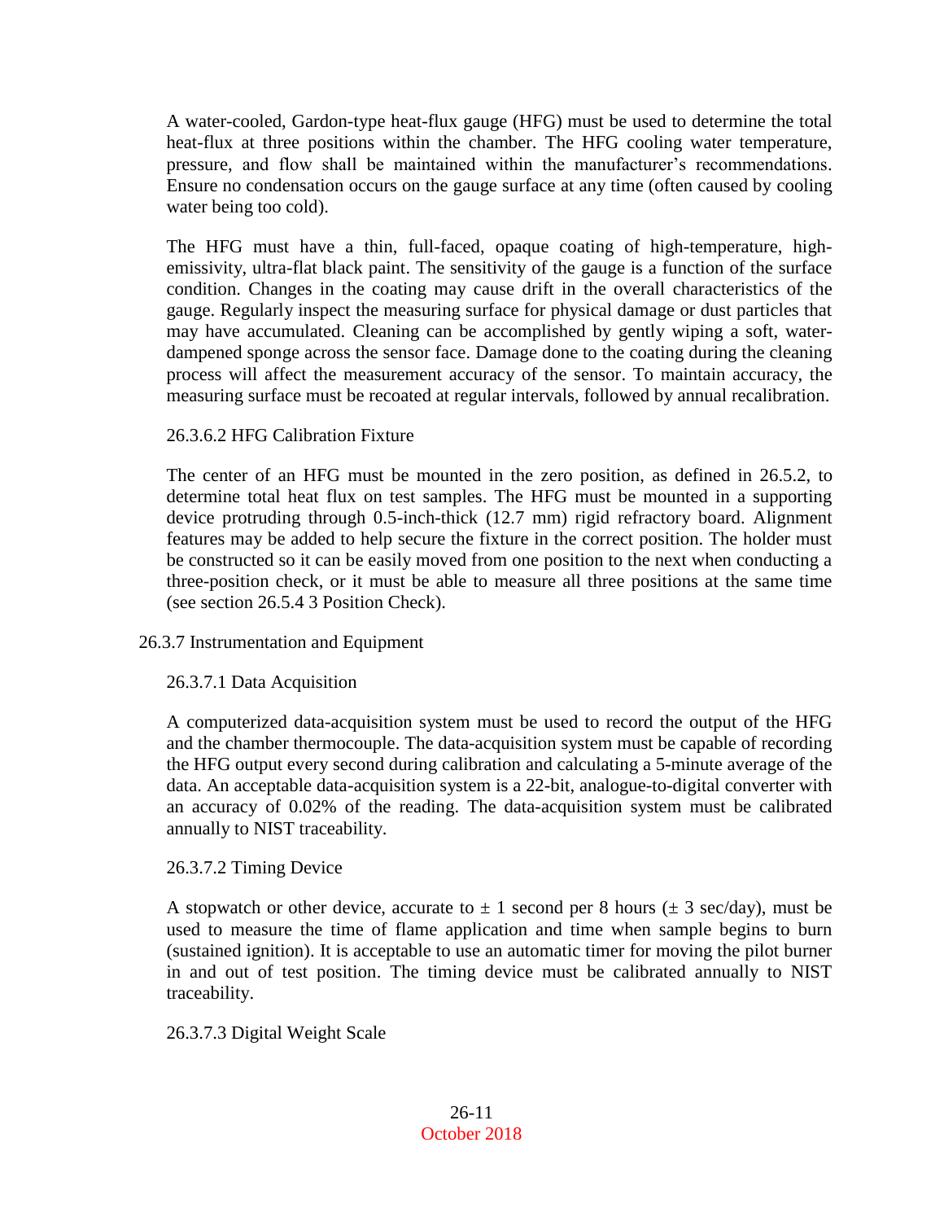A water-cooled, Gardon-type heat-flux gauge (HFG) must be used to determine the total heat-flux at three positions within the chamber. The HFG cooling water temperature, pressure, and flow shall be maintained within the manufacturer's recommendations. Ensure no condensation occurs on the gauge surface at any time (often caused by cooling water being too cold).

The HFG must have a thin, full-faced, opaque coating of high-temperature, high-emissivity, ultra-flat black paint. The sensitivity of the gauge is a function of the surface condition. Changes in the coating may cause drift in the overall characteristics of the gauge. Regularly inspect the measuring surface for physical damage or dust particles that may have accumulated. Cleaning can be accomplished by gently wiping a soft, water-dampened sponge across the sensor face. Damage done to the coating during the cleaning process will affect the measurement accuracy of the sensor. To maintain accuracy, the measuring surface must be recoated at regular intervals, followed by annual recalibration.

#### 26.3.6.2 HFG Calibration Fixture

The center of an HFG must be mounted in the zero position, as defined in 26.5.2, to determine total heat flux on test samples. The HFG must be mounted in a supporting device protruding through 0.5-inch-thick (12.7 mm) rigid refractory board. Alignment features may be added to help secure the fixture in the correct position. The holder must be constructed so it can be easily moved from one position to the next when conducting a three-position check, or it must be able to measure all three positions at the same time (see section 26.5.4 3 Position Check).

### 26.3.7 Instrumentation and Equipment

#### 26.3.7.1 Data Acquisition

A computerized data-acquisition system must be used to record the output of the HFG and the chamber thermocouple. The data-acquisition system must be capable of recording the HFG output every second during calibration and calculating a 5-minute average of the data. An acceptable data-acquisition system is a 22-bit, analogue-to-digital converter with an accuracy of 0.02% of the reading. The data-acquisition system must be calibrated annually to NIST traceability.

#### 26.3.7.2 Timing Device

A stopwatch or other device, accurate to ± 1 second per 8 hours (± 3 sec/day), must be used to measure the time of flame application and time when sample begins to burn (sustained ignition). It is acceptable to use an automatic timer for moving the pilot burner in and out of test position. The timing device must be calibrated annually to NIST traceability.

#### 26.3.7.3 Digital Weight Scale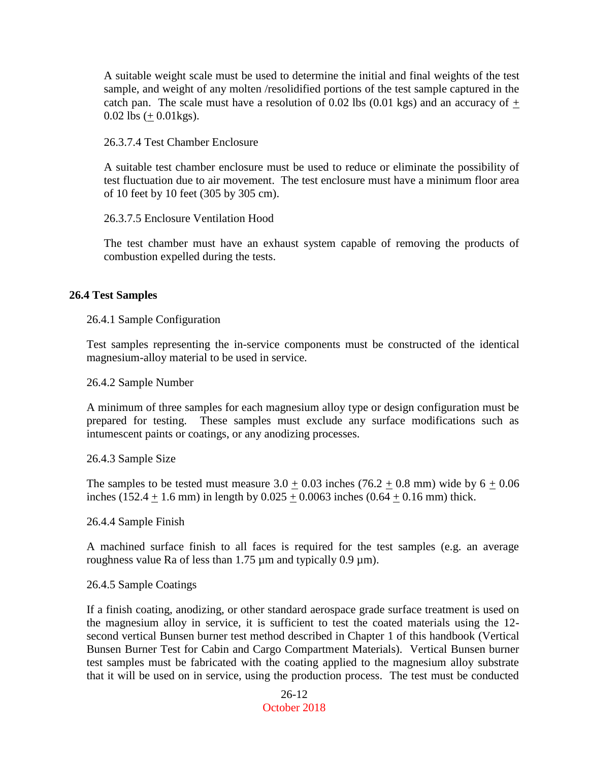A suitable weight scale must be used to determine the initial and final weights of the test sample, and weight of any molten /resolidified portions of the test sample captured in the catch pan. The scale must have a resolution of 0.02 lbs (0.01 kgs) and an accuracy of $\pm$ 0.02 lbs ($\pm$ 0.01kgs).

26.3.7.4 Test Chamber Enclosure

A suitable test chamber enclosure must be used to reduce or eliminate the possibility of test fluctuation due to air movement. The test enclosure must have a minimum floor area of 10 feet by 10 feet (305 by 305 cm).

26.3.7.5 Enclosure Ventilation Hood

The test chamber must have an exhaust system capable of removing the products of combustion expelled during the tests.

## 26.4 Test Samples

26.4.1 Sample Configuration

Test samples representing the in-service components must be constructed of the identical magnesium-alloy material to be used in service.

26.4.2 Sample Number

A minimum of three samples for each magnesium alloy type or design configuration must be prepared for testing. These samples must exclude any surface modifications such as intumescent paints or coatings, or any anodizing processes.

26.4.3 Sample Size

The samples to be tested must measure 3.0 $\pm$ 0.03 inches (76.2 $\pm$ 0.8 mm) wide by 6 $\pm$ 0.06 inches (152.4 $\pm$ 1.6 mm) in length by 0.025 $\pm$ 0.0063 inches (0.64 $\pm$ 0.16 mm) thick.

26.4.4 Sample Finish

A machined surface finish to all faces is required for the test samples (e.g. an average roughness value Ra of less than 1.75 µm and typically 0.9 µm).

26.4.5 Sample Coatings

If a finish coating, anodizing, or other standard aerospace grade surface treatment is used on the magnesium alloy in service, it is sufficient to test the coated materials using the 12-second vertical Bunsen burner test method described in Chapter 1 of this handbook (Vertical Bunsen Burner Test for Cabin and Cargo Compartment Materials). Vertical Bunsen burner test samples must be fabricated with the coating applied to the magnesium alloy substrate that it will be used on in service, using the production process. The test must be conducted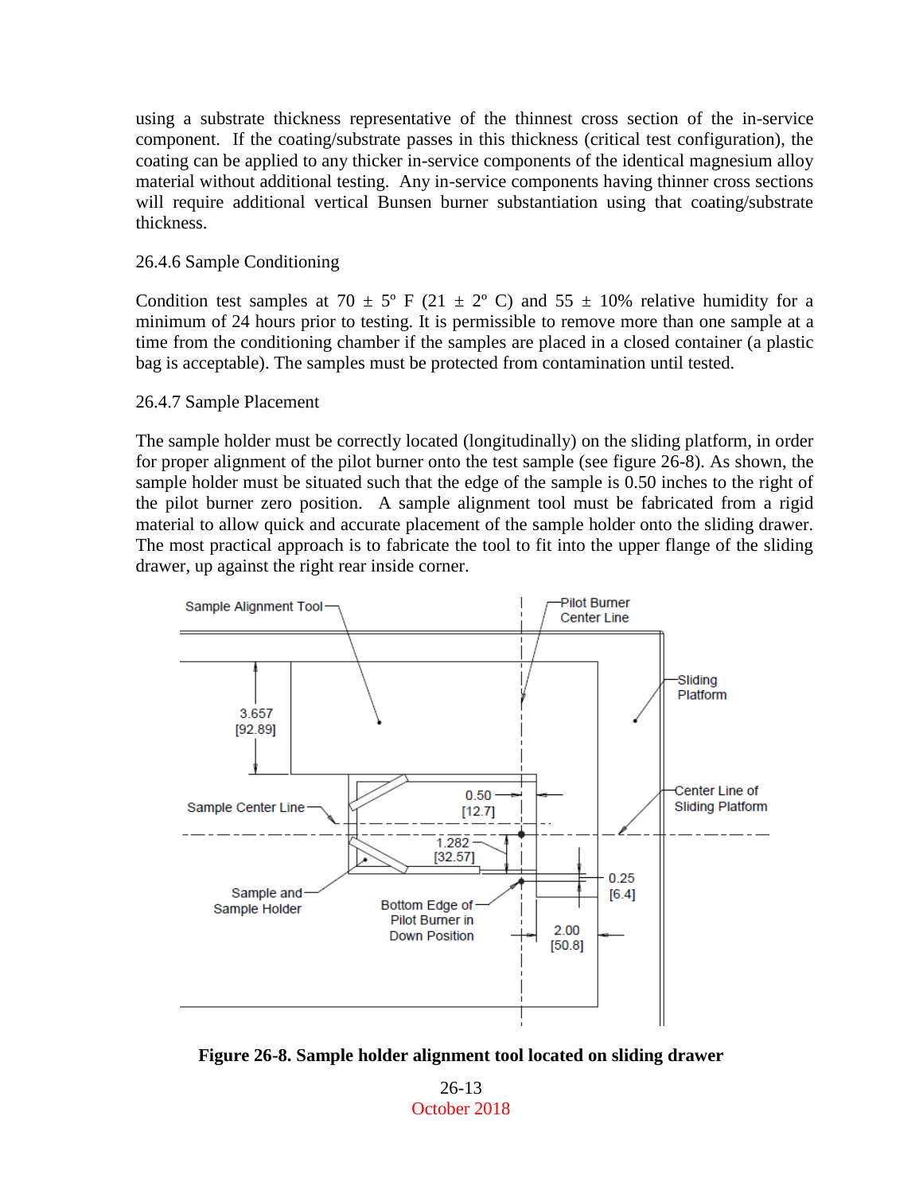using a substrate thickness representative of the thinnest cross section of the in-service component. If the coating/substrate passes in this thickness (critical test configuration), the coating can be applied to any thicker in-service components of the identical magnesium alloy material without additional testing. Any in-service components having thinner cross sections will require additional vertical Bunsen burner substantiation using that coating/substrate thickness.

### 26.4.6 Sample Conditioning

Condition test samples at 70 ± 5º F (21 ± 2º C) and 55 ± 10% relative humidity for a minimum of 24 hours prior to testing. It is permissible to remove more than one sample at a time from the conditioning chamber if the samples are placed in a closed container (a plastic bag is acceptable). The samples must be protected from contamination until tested.

### 26.4.7 Sample Placement

The sample holder must be correctly located (longitudinally) on the sliding platform, in order for proper alignment of the pilot burner onto the test sample (see figure 26-8). As shown, the sample holder must be situated such that the edge of the sample is 0.50 inches to the right of the pilot burner zero position. A sample alignment tool must be fabricated from a rigid material to allow quick and accurate placement of the sample holder onto the sliding drawer. The most practical approach is to fabricate the tool to fit into the upper flange of the sliding drawer, up against the right rear inside corner.

**Figure 26-8. Sample holder alignment tool located on sliding drawer**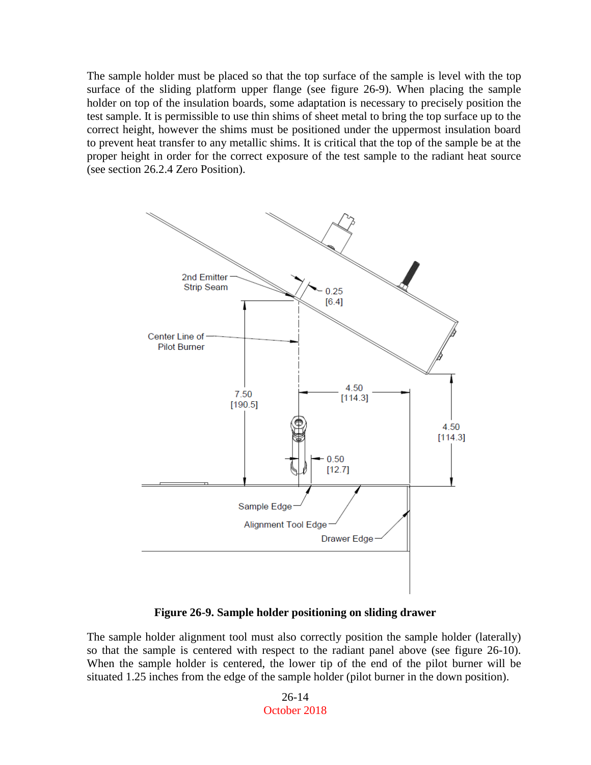The sample holder must be placed so that the top surface of the sample is level with the top surface of the sliding platform upper flange (see figure 26-9). When placing the sample holder on top of the insulation boards, some adaptation is necessary to precisely position the test sample. It is permissible to use thin shims of sheet metal to bring the top surface up to the correct height, however the shims must be positioned under the uppermost insulation board to prevent heat transfer to any metallic shims. It is critical that the top of the sample be at the proper height in order for the correct exposure of the test sample to the radiant heat source (see section 26.2.4 Zero Position).

**Figure 26-9. Sample holder positioning on sliding drawer**

The sample holder alignment tool must also correctly position the sample holder (laterally) so that the sample is centered with respect to the radiant panel above (see figure 26-10). When the sample holder is centered, the lower tip of the end of the pilot burner will be situated 1.25 inches from the edge of the sample holder (pilot burner in the down position).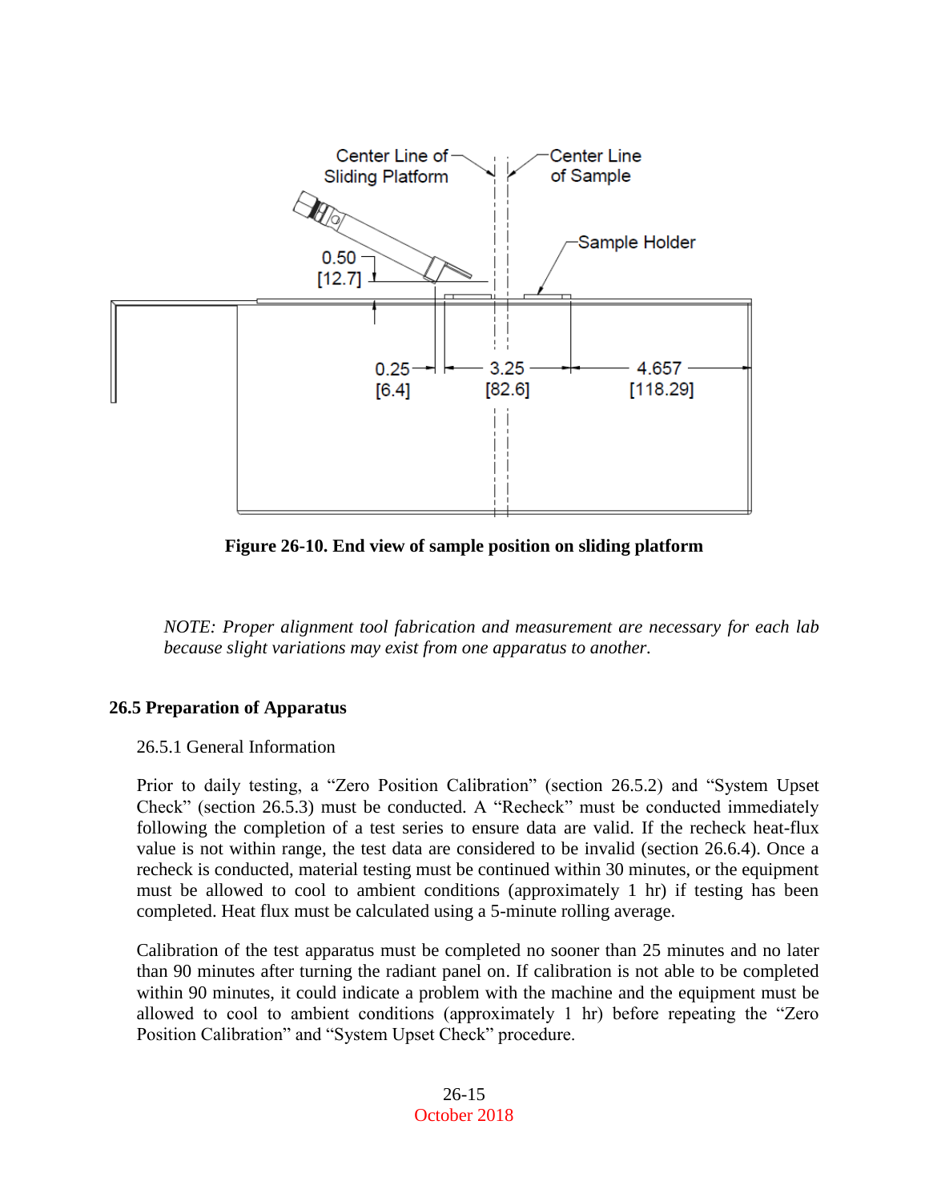**Figure 26-10. End view of sample position on sliding platform**

*NOTE: Proper alignment tool fabrication and measurement are necessary for each lab because slight variations may exist from one apparatus to another.*

## 26.5 Preparation of Apparatus

### 26.5.1 General Information

Prior to daily testing, a "Zero Position Calibration" (section 26.5.2) and "System Upset Check" (section 26.5.3) must be conducted. A "Recheck" must be conducted immediately following the completion of a test series to ensure data are valid. If the recheck heat-flux value is not within range, the test data are considered to be invalid (section 26.6.4). Once a recheck is conducted, material testing must be continued within 30 minutes, or the equipment must be allowed to cool to ambient conditions (approximately 1 hr) if testing has been completed. Heat flux must be calculated using a 5-minute rolling average.

Calibration of the test apparatus must be completed no sooner than 25 minutes and no later than 90 minutes after turning the radiant panel on. If calibration is not able to be completed within 90 minutes, it could indicate a problem with the machine and the equipment must be allowed to cool to ambient conditions (approximately 1 hr) before repeating the "Zero Position Calibration" and "System Upset Check" procedure.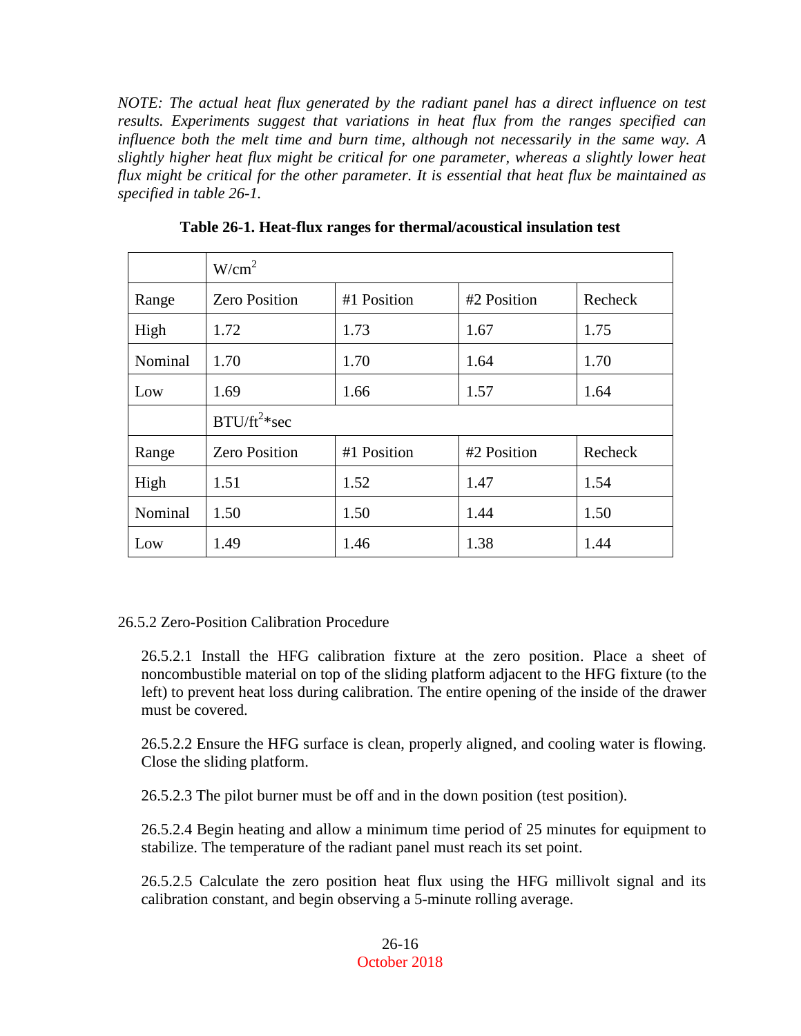*NOTE: The actual heat flux generated by the radiant panel has a direct influence on test results. Experiments suggest that variations in heat flux from the ranges specified can influence both the melt time and burn time, although not necessarily in the same way. A slightly higher heat flux might be critical for one parameter, whereas a slightly lower heat flux might be critical for the other parameter. It is essential that heat flux be maintained as specified in table 26-1.*

**Table 26-1. Heat-flux ranges for thermal/acoustical insulation test**

| | $W/cm^2$ | | | |
|---|---|---|---|---|
| Range | Zero Position | #1 Position | #2 Position | Recheck |
| High | 1.72 | 1.73 | 1.67 | 1.75 |
| Nominal | 1.70 | 1.70 | 1.64 | 1.70 |
| Low | 1.69 | 1.66 | 1.57 | 1.64 |
| | $BTU/ft^2*sec$ | | | |
| Range | Zero Position | #1 Position | #2 Position | Recheck |
| High | 1.51 | 1.52 | 1.47 | 1.54 |
| Nominal | 1.50 | 1.50 | 1.44 | 1.50 |
| Low | 1.49 | 1.46 | 1.38 | 1.44 |

26.5.2 Zero-Position Calibration Procedure

26.5.2.1 Install the HFG calibration fixture at the zero position. Place a sheet of noncombustible material on top of the sliding platform adjacent to the HFG fixture (to the left) to prevent heat loss during calibration. The entire opening of the inside of the drawer must be covered.

26.5.2.2 Ensure the HFG surface is clean, properly aligned, and cooling water is flowing. Close the sliding platform.

26.5.2.3 The pilot burner must be off and in the down position (test position).

26.5.2.4 Begin heating and allow a minimum time period of 25 minutes for equipment to stabilize. The temperature of the radiant panel must reach its set point.

26.5.2.5 Calculate the zero position heat flux using the HFG millivolt signal and its calibration constant, and begin observing a 5-minute rolling average.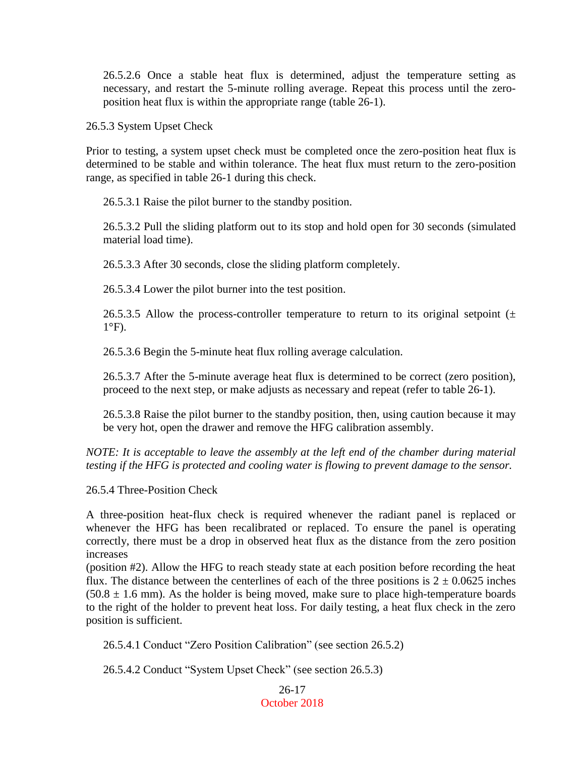26.5.2.6 Once a stable heat flux is determined, adjust the temperature setting as necessary, and restart the 5-minute rolling average. Repeat this process until the zero-position heat flux is within the appropriate range (table 26-1).

26.5.3 System Upset Check

Prior to testing, a system upset check must be completed once the zero-position heat flux is determined to be stable and within tolerance. The heat flux must return to the zero-position range, as specified in table 26-1 during this check.

26.5.3.1 Raise the pilot burner to the standby position.

26.5.3.2 Pull the sliding platform out to its stop and hold open for 30 seconds (simulated material load time).

26.5.3.3 After 30 seconds, close the sliding platform completely.

26.5.3.4 Lower the pilot burner into the test position.

26.5.3.5 Allow the process-controller temperature to return to its original setpoint (± 1°F).

26.5.3.6 Begin the 5-minute heat flux rolling average calculation.

26.5.3.7 After the 5-minute average heat flux is determined to be correct (zero position), proceed to the next step, or make adjusts as necessary and repeat (refer to table 26-1).

26.5.3.8 Raise the pilot burner to the standby position, then, using caution because it may be very hot, open the drawer and remove the HFG calibration assembly.

*NOTE: It is acceptable to leave the assembly at the left end of the chamber during material testing if the HFG is protected and cooling water is flowing to prevent damage to the sensor.*

26.5.4 Three-Position Check

A three-position heat-flux check is required whenever the radiant panel is replaced or whenever the HFG has been recalibrated or replaced. To ensure the panel is operating correctly, there must be a drop in observed heat flux as the distance from the zero position increases
(position #2). Allow the HFG to reach steady state at each position before recording the heat flux. The distance between the centerlines of each of the three positions is 2 ± 0.0625 inches (50.8 ± 1.6 mm). As the holder is being moved, make sure to place high-temperature boards to the right of the holder to prevent heat loss. For daily testing, a heat flux check in the zero position is sufficient.

26.5.4.1 Conduct "Zero Position Calibration" (see section 26.5.2)

26.5.4.2 Conduct "System Upset Check" (see section 26.5.3)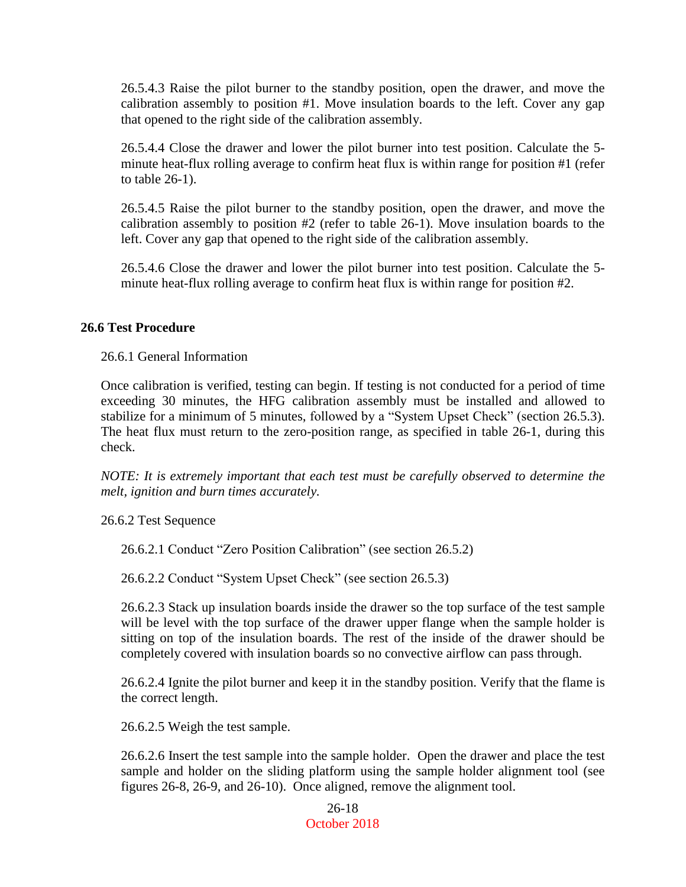26.5.4.3 Raise the pilot burner to the standby position, open the drawer, and move the calibration assembly to position #1. Move insulation boards to the left. Cover any gap that opened to the right side of the calibration assembly.

26.5.4.4 Close the drawer and lower the pilot burner into test position. Calculate the 5-minute heat-flux rolling average to confirm heat flux is within range for position #1 (refer to table 26-1).

26.5.4.5 Raise the pilot burner to the standby position, open the drawer, and move the calibration assembly to position #2 (refer to table 26-1). Move insulation boards to the left. Cover any gap that opened to the right side of the calibration assembly.

26.5.4.6 Close the drawer and lower the pilot burner into test position. Calculate the 5-minute heat-flux rolling average to confirm heat flux is within range for position #2.

## 26.6 Test Procedure

26.6.1 General Information

Once calibration is verified, testing can begin. If testing is not conducted for a period of time exceeding 30 minutes, the HFG calibration assembly must be installed and allowed to stabilize for a minimum of 5 minutes, followed by a "System Upset Check" (section 26.5.3). The heat flux must return to the zero-position range, as specified in table 26-1, during this check.

*NOTE: It is extremely important that each test must be carefully observed to determine the melt, ignition and burn times accurately.*

26.6.2 Test Sequence

26.6.2.1 Conduct "Zero Position Calibration" (see section 26.5.2)

26.6.2.2 Conduct "System Upset Check" (see section 26.5.3)

26.6.2.3 Stack up insulation boards inside the drawer so the top surface of the test sample will be level with the top surface of the drawer upper flange when the sample holder is sitting on top of the insulation boards. The rest of the inside of the drawer should be completely covered with insulation boards so no convective airflow can pass through.

26.6.2.4 Ignite the pilot burner and keep it in the standby position. Verify that the flame is the correct length.

26.6.2.5 Weigh the test sample.

26.6.2.6 Insert the test sample into the sample holder. Open the drawer and place the test sample and holder on the sliding platform using the sample holder alignment tool (see figures 26-8, 26-9, and 26-10). Once aligned, remove the alignment tool.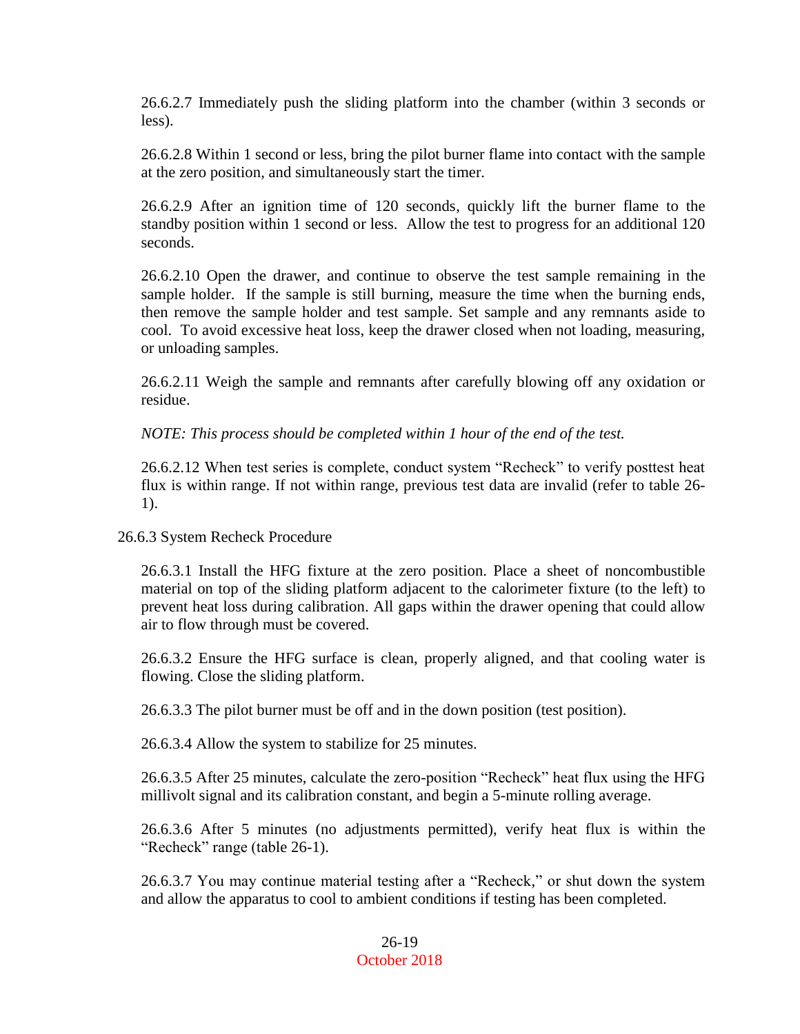26.6.2.7 Immediately push the sliding platform into the chamber (within 3 seconds or less).

26.6.2.8 Within 1 second or less, bring the pilot burner flame into contact with the sample at the zero position, and simultaneously start the timer.

26.6.2.9 After an ignition time of 120 seconds, quickly lift the burner flame to the standby position within 1 second or less. Allow the test to progress for an additional 120 seconds.

26.6.2.10 Open the drawer, and continue to observe the test sample remaining in the sample holder. If the sample is still burning, measure the time when the burning ends, then remove the sample holder and test sample. Set sample and any remnants aside to cool. To avoid excessive heat loss, keep the drawer closed when not loading, measuring, or unloading samples.

26.6.2.11 Weigh the sample and remnants after carefully blowing off any oxidation or residue.

*NOTE: This process should be completed within 1 hour of the end of the test.*

26.6.2.12 When test series is complete, conduct system "Recheck" to verify posttest heat flux is within range. If not within range, previous test data are invalid (refer to table 26-1).

26.6.3 System Recheck Procedure

26.6.3.1 Install the HFG fixture at the zero position. Place a sheet of noncombustible material on top of the sliding platform adjacent to the calorimeter fixture (to the left) to prevent heat loss during calibration. All gaps within the drawer opening that could allow air to flow through must be covered.

26.6.3.2 Ensure the HFG surface is clean, properly aligned, and that cooling water is flowing. Close the sliding platform.

26.6.3.3 The pilot burner must be off and in the down position (test position).

26.6.3.4 Allow the system to stabilize for 25 minutes.

26.6.3.5 After 25 minutes, calculate the zero-position "Recheck" heat flux using the HFG millivolt signal and its calibration constant, and begin a 5-minute rolling average.

26.6.3.6 After 5 minutes (no adjustments permitted), verify heat flux is within the "Recheck" range (table 26-1).

26.6.3.7 You may continue material testing after a "Recheck," or shut down the system and allow the apparatus to cool to ambient conditions if testing has been completed.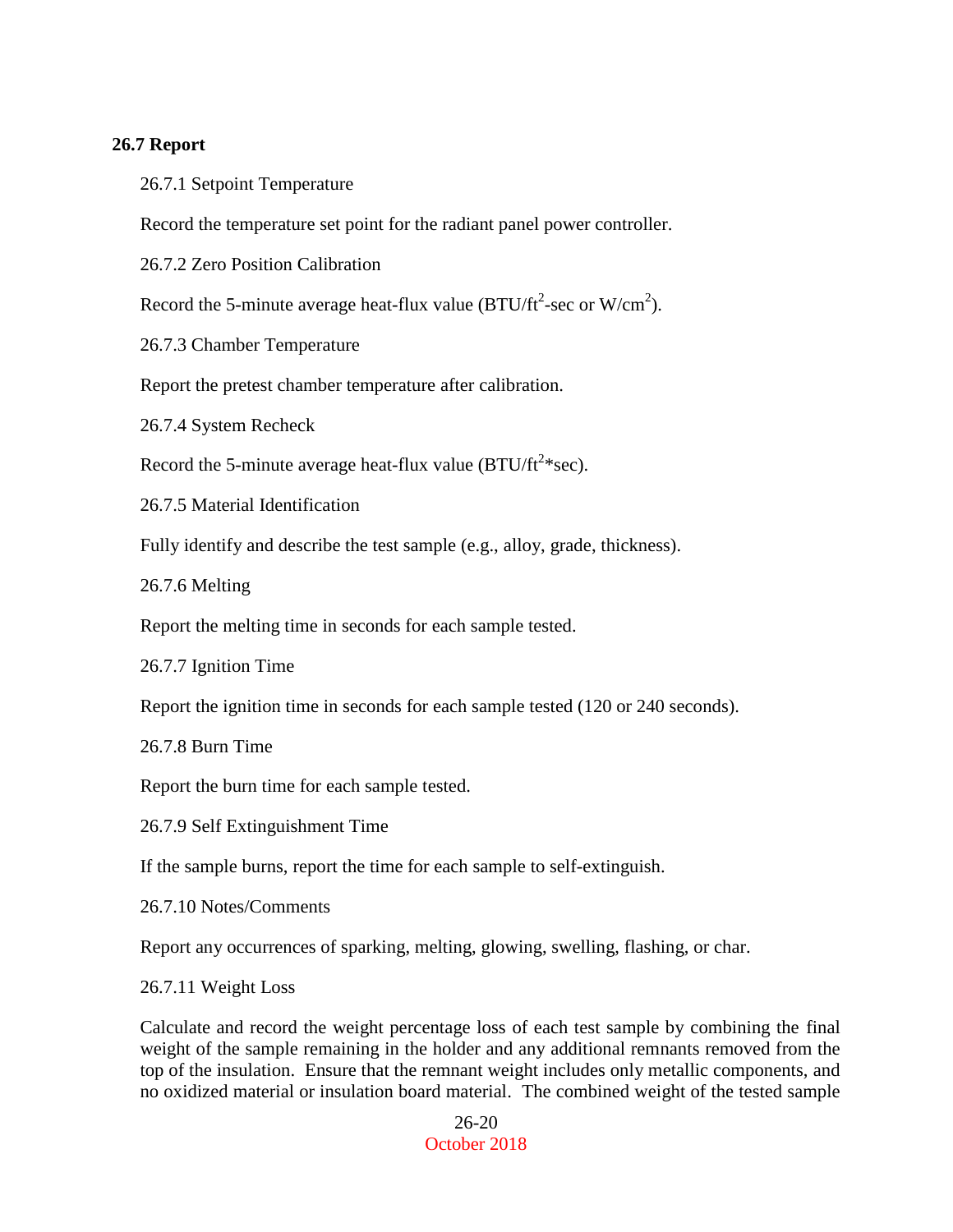## 26.7 Report

26.7.1 Setpoint Temperature

Record the temperature set point for the radiant panel power controller.

26.7.2 Zero Position Calibration

Record the 5-minute average heat-flux value (BTU/$ft^2$-sec or W/$cm^2$).

26.7.3 Chamber Temperature

Report the pretest chamber temperature after calibration.

26.7.4 System Recheck

Record the 5-minute average heat-flux value (BTU/$ft^2$*sec).

26.7.5 Material Identification

Fully identify and describe the test sample (e.g., alloy, grade, thickness).

26.7.6 Melting

Report the melting time in seconds for each sample tested.

26.7.7 Ignition Time

Report the ignition time in seconds for each sample tested (120 or 240 seconds).

26.7.8 Burn Time

Report the burn time for each sample tested.

26.7.9 Self Extinguishment Time

If the sample burns, report the time for each sample to self-extinguish.

26.7.10 Notes/Comments

Report any occurrences of sparking, melting, glowing, swelling, flashing, or char.

26.7.11 Weight Loss

Calculate and record the weight percentage loss of each test sample by combining the final weight of the sample remaining in the holder and any additional remnants removed from the top of the insulation. Ensure that the remnant weight includes only metallic components, and no oxidized material or insulation board material. The combined weight of the tested sample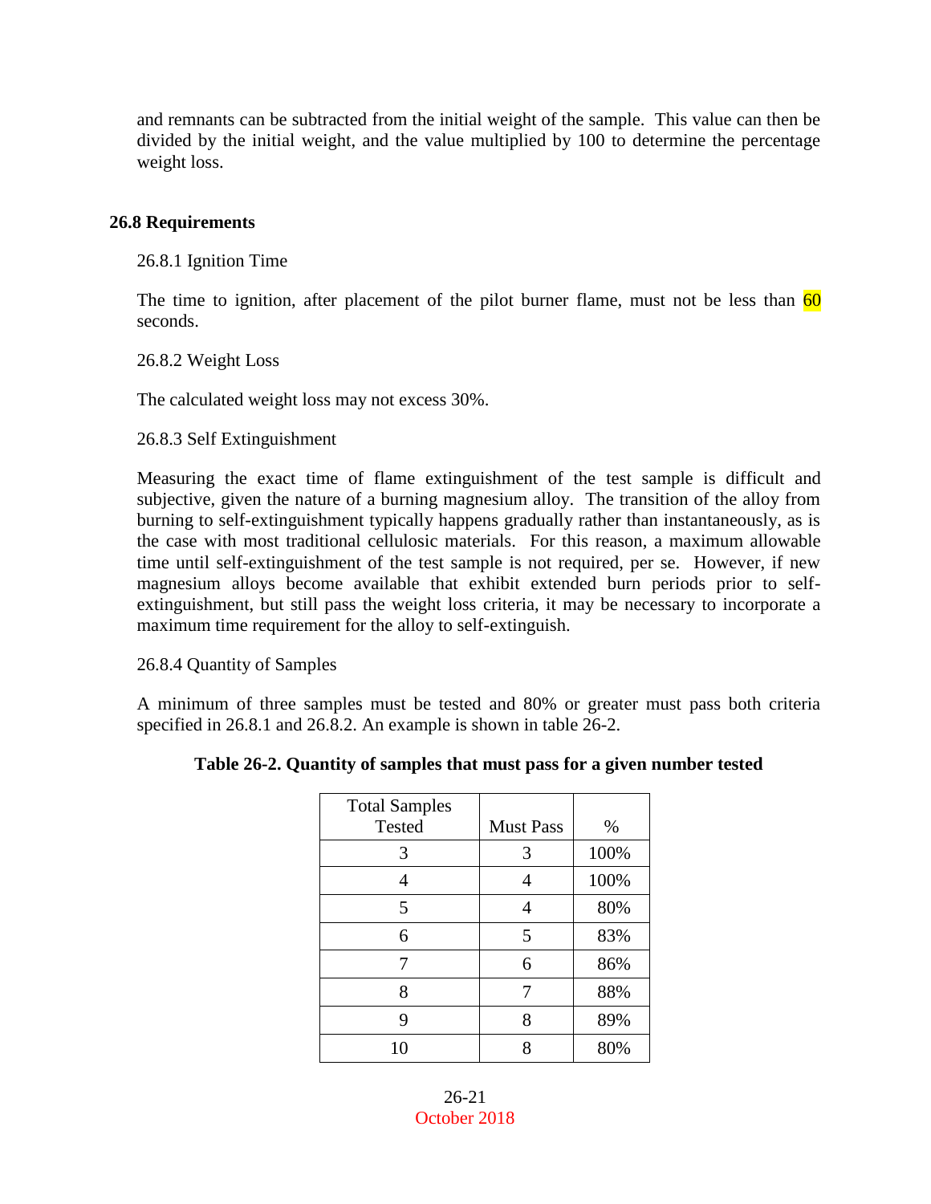and remnants can be subtracted from the initial weight of the sample. This value can then be divided by the initial weight, and the value multiplied by 100 to determine the percentage weight loss.

## 26.8 Requirements

### 26.8.1 Ignition Time

The time to ignition, after placement of the pilot burner flame, must not be less than 60 seconds.

### 26.8.2 Weight Loss

The calculated weight loss may not excess 30%.

### 26.8.3 Self Extinguishment

Measuring the exact time of flame extinguishment of the test sample is difficult and subjective, given the nature of a burning magnesium alloy. The transition of the alloy from burning to self-extinguishment typically happens gradually rather than instantaneously, as is the case with most traditional cellulosic materials. For this reason, a maximum allowable time until self-extinguishment of the test sample is not required, per se. However, if new magnesium alloys become available that exhibit extended burn periods prior to self-extinguishment, but still pass the weight loss criteria, it may be necessary to incorporate a maximum time requirement for the alloy to self-extinguish.

### 26.8.4 Quantity of Samples

A minimum of three samples must be tested and 80% or greater must pass both criteria specified in 26.8.1 and 26.8.2. An example is shown in table 26-2.

**Table 26-2. Quantity of samples that must pass for a given number tested**

| Total Samples Tested | Must Pass | % |
|---|---|---|
| 3 | 3 | 100% |
| 4 | 4 | 100% |
| 5 | 4 | 80% |
| 6 | 5 | 83% |
| 7 | 6 | 86% |
| 8 | 7 | 88% |
| 9 | 8 | 89% |
| 10 | 8 | 80% |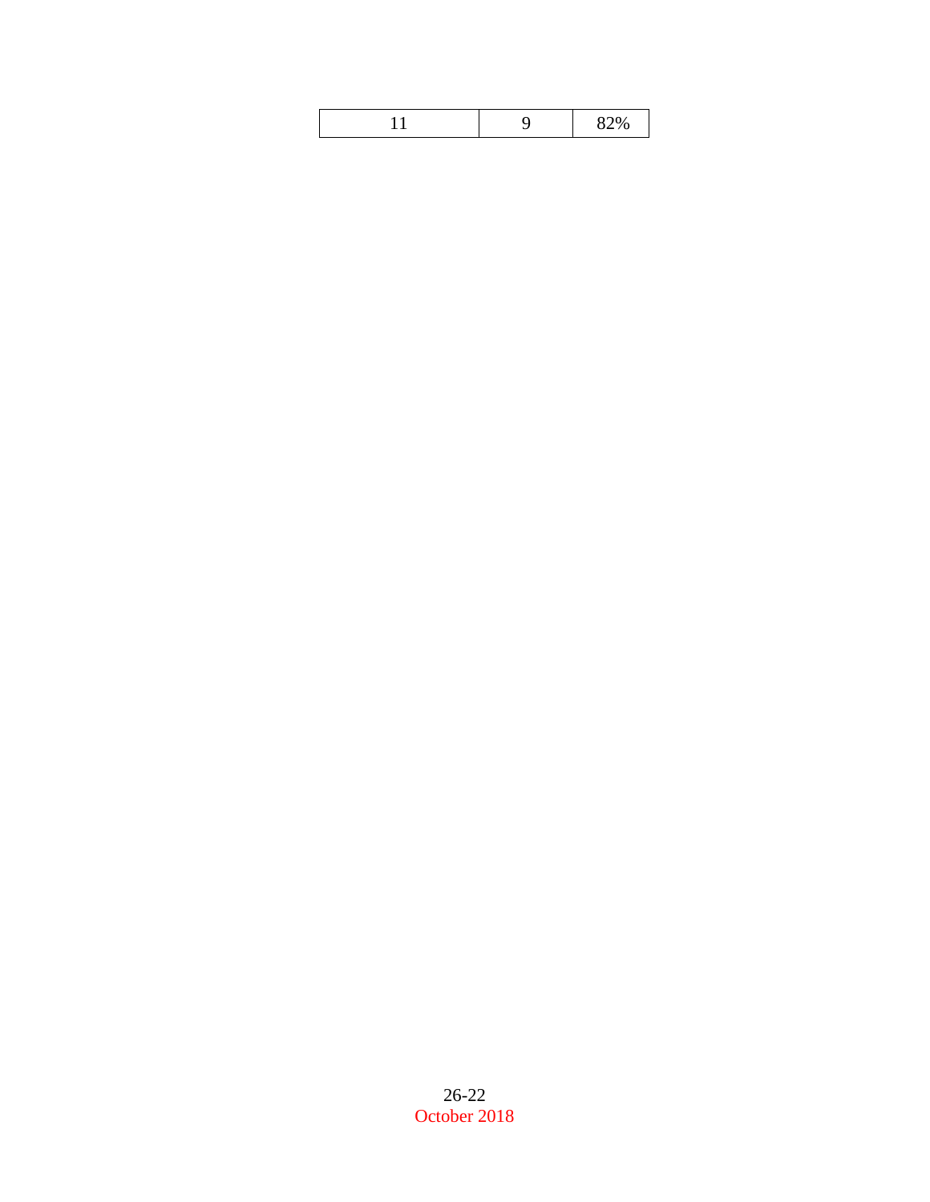| | | |
|---|---|---|
| 11 | 9 | 82% |